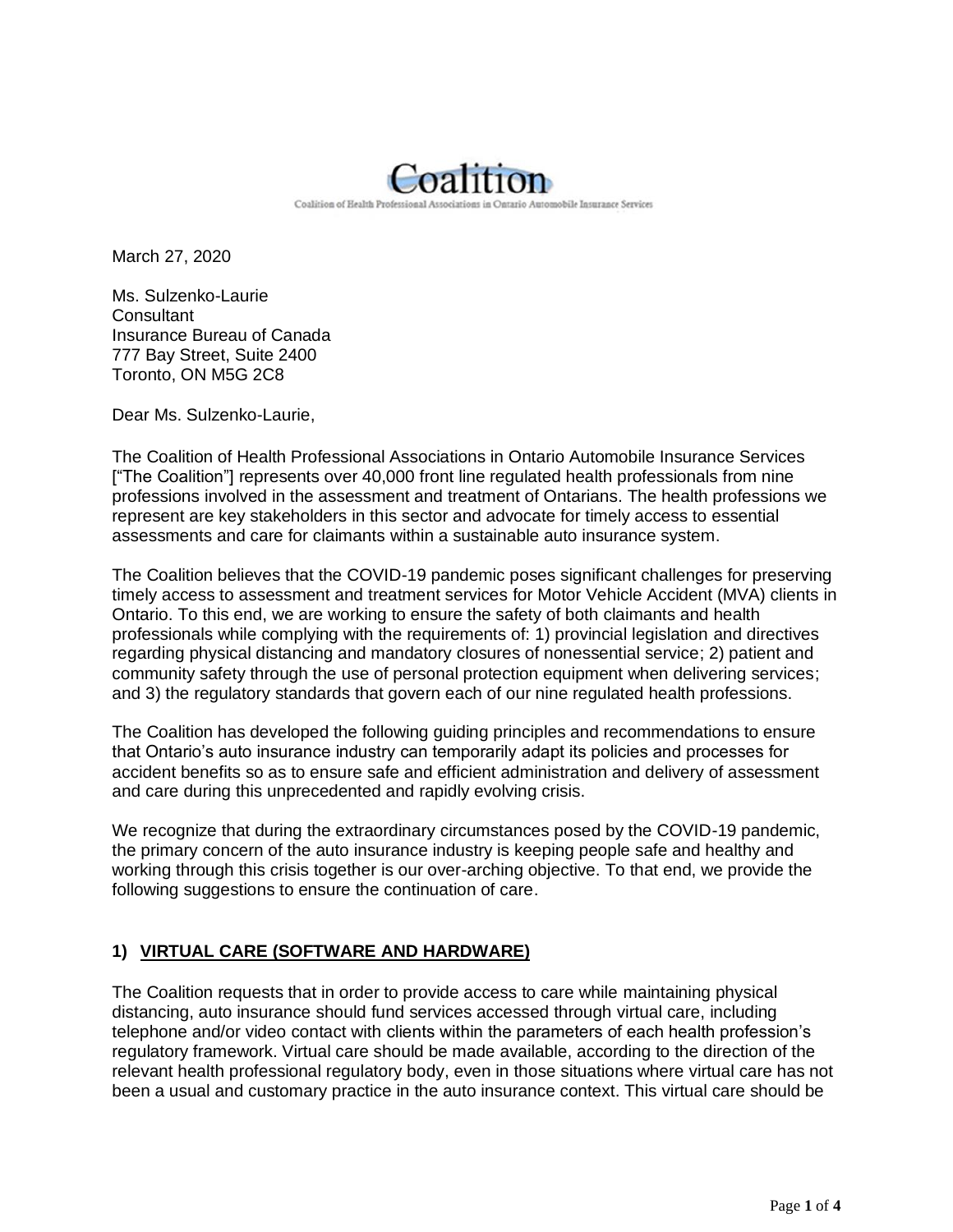Coalition

Coalition of Health Professional Associations in Ontario Automobile Insurance Services

March 27, 2020

Ms. Sulzenko-Laurie  
Consultant  
Insurance Bureau of Canada  
777 Bay Street, Suite 2400  
Toronto, ON M5G 2C8

Dear Ms. Sulzenko-Laurie,

The Coalition of Health Professional Associations in Ontario Automobile Insurance Services ["The Coalition"] represents over 40,000 front line regulated health professionals from nine professions involved in the assessment and treatment of Ontarians. The health professions we represent are key stakeholders in this sector and advocate for timely access to essential assessments and care for claimants within a sustainable auto insurance system.

The Coalition believes that the COVID-19 pandemic poses significant challenges for preserving timely access to assessment and treatment services for Motor Vehicle Accident (MVA) clients in Ontario. To this end, we are working to ensure the safety of both claimants and health professionals while complying with the requirements of: 1) provincial legislation and directives regarding physical distancing and mandatory closures of nonessential service; 2) patient and community safety through the use of personal protection equipment when delivering services; and 3) the regulatory standards that govern each of our nine regulated health professions.

The Coalition has developed the following guiding principles and recommendations to ensure that Ontario's auto insurance industry can temporarily adapt its policies and processes for accident benefits so as to ensure safe and efficient administration and delivery of assessment and care during this unprecedented and rapidly evolving crisis.

We recognize that during the extraordinary circumstances posed by the COVID-19 pandemic, the primary concern of the auto insurance industry is keeping people safe and healthy and working through this crisis together is our over-arching objective. To that end, we provide the following suggestions to ensure the continuation of care.

## 1) VIRTUAL CARE (SOFTWARE AND HARDWARE)

The Coalition requests that in order to provide access to care while maintaining physical distancing, auto insurance should fund services accessed through virtual care, including telephone and/or video contact with clients within the parameters of each health profession's regulatory framework. Virtual care should be made available, according to the direction of the relevant health professional regulatory body, even in those situations where virtual care has not been a usual and customary practice in the auto insurance context. This virtual care should be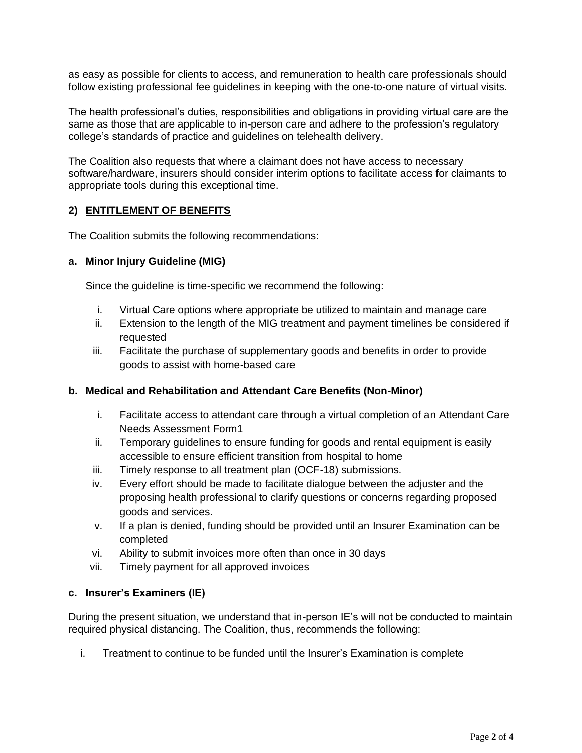as easy as possible for clients to access, and remuneration to health care professionals should follow existing professional fee guidelines in keeping with the one-to-one nature of virtual visits.

The health professional's duties, responsibilities and obligations in providing virtual care are the same as those that are applicable to in-person care and adhere to the profession's regulatory college's standards of practice and guidelines on telehealth delivery.

The Coalition also requests that where a claimant does not have access to necessary software/hardware, insurers should consider interim options to facilitate access for claimants to appropriate tools during this exceptional time.

## 2) ENTITLEMENT OF BENEFITS

The Coalition submits the following recommendations:

### a. Minor Injury Guideline (MIG)

Since the guideline is time-specific we recommend the following:

i. Virtual Care options where appropriate be utilized to maintain and manage care
ii. Extension to the length of the MIG treatment and payment timelines be considered if requested
iii. Facilitate the purchase of supplementary goods and benefits in order to provide goods to assist with home-based care

### b. Medical and Rehabilitation and Attendant Care Benefits (Non-Minor)

i. Facilitate access to attendant care through a virtual completion of an Attendant Care Needs Assessment Form1
ii. Temporary guidelines to ensure funding for goods and rental equipment is easily accessible to ensure efficient transition from hospital to home
iii. Timely response to all treatment plan (OCF-18) submissions.
iv. Every effort should be made to facilitate dialogue between the adjuster and the proposing health professional to clarify questions or concerns regarding proposed goods and services.
v. If a plan is denied, funding should be provided until an Insurer Examination can be completed
vi. Ability to submit invoices more often than once in 30 days
vii. Timely payment for all approved invoices

### c. Insurer's Examiners (IE)

During the present situation, we understand that in-person IE's will not be conducted to maintain required physical distancing. The Coalition, thus, recommends the following:

i. Treatment to continue to be funded until the Insurer's Examination is complete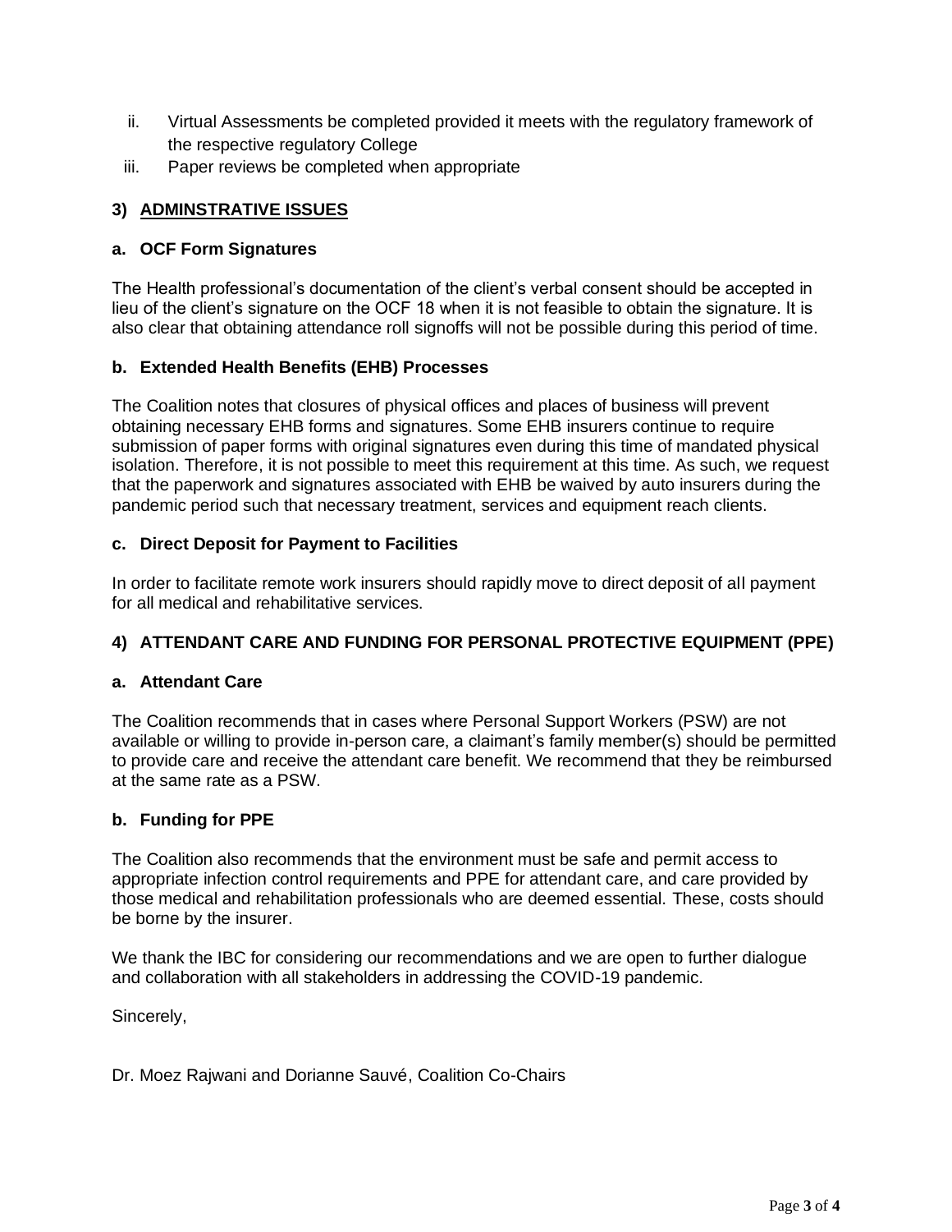ii. Virtual Assessments be completed provided it meets with the regulatory framework of the respective regulatory College
iii. Paper reviews be completed when appropriate

### 3) <u>ADMINSTRATIVE ISSUES</u>

#### a. OCF Form Signatures

The Health professional's documentation of the client's verbal consent should be accepted in lieu of the client's signature on the OCF 18 when it is not feasible to obtain the signature. It is also clear that obtaining attendance roll signoffs will not be possible during this period of time.

#### b. Extended Health Benefits (EHB) Processes

The Coalition notes that closures of physical offices and places of business will prevent obtaining necessary EHB forms and signatures. Some EHB insurers continue to require submission of paper forms with original signatures even during this time of mandated physical isolation. Therefore, it is not possible to meet this requirement at this time. As such, we request that the paperwork and signatures associated with EHB be waived by auto insurers during the pandemic period such that necessary treatment, services and equipment reach clients.

#### c. Direct Deposit for Payment to Facilities

In order to facilitate remote work insurers should rapidly move to direct deposit of all payment for all medical and rehabilitative services.

### 4) ATTENDANT CARE AND FUNDING FOR PERSONAL PROTECTIVE EQUIPMENT (PPE)

#### a. Attendant Care

The Coalition recommends that in cases where Personal Support Workers (PSW) are not available or willing to provide in-person care, a claimant's family member(s) should be permitted to provide care and receive the attendant care benefit. We recommend that they be reimbursed at the same rate as a PSW.

#### b. Funding for PPE

The Coalition also recommends that the environment must be safe and permit access to appropriate infection control requirements and PPE for attendant care, and care provided by those medical and rehabilitation professionals who are deemed essential. These, costs should be borne by the insurer.

We thank the IBC for considering our recommendations and we are open to further dialogue and collaboration with all stakeholders in addressing the COVID-19 pandemic.

Sincerely,

Dr. Moez Rajwani and Dorianne Sauvé, Coalition Co-Chairs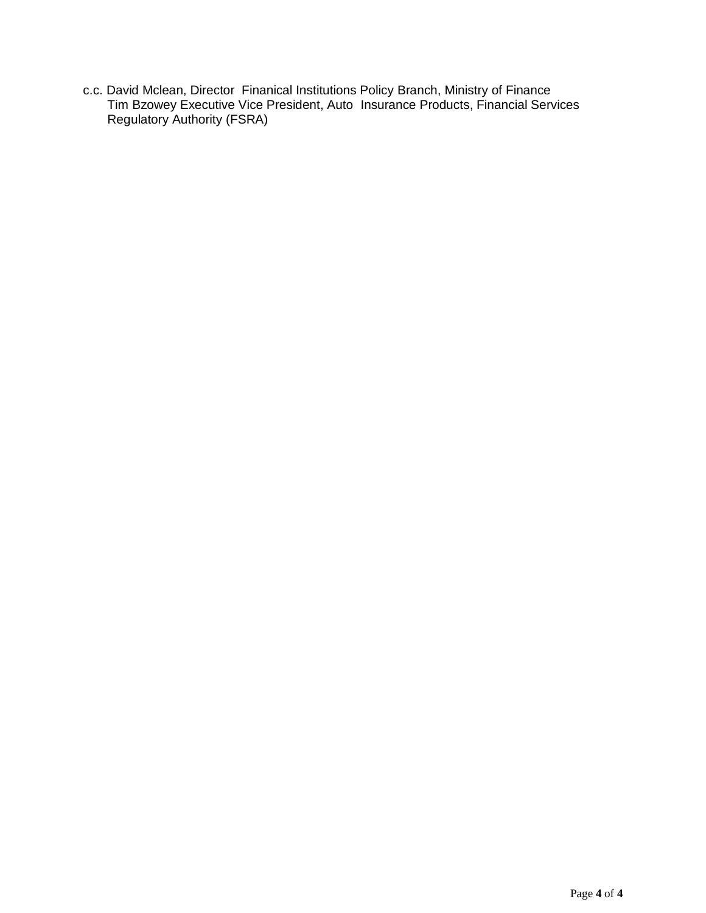c.c. David Mclean, Director Finanical Institutions Policy Branch, Ministry of Finance
Tim Bzowey Executive Vice President, Auto Insurance Products, Financial Services Regulatory Authority (FSRA)